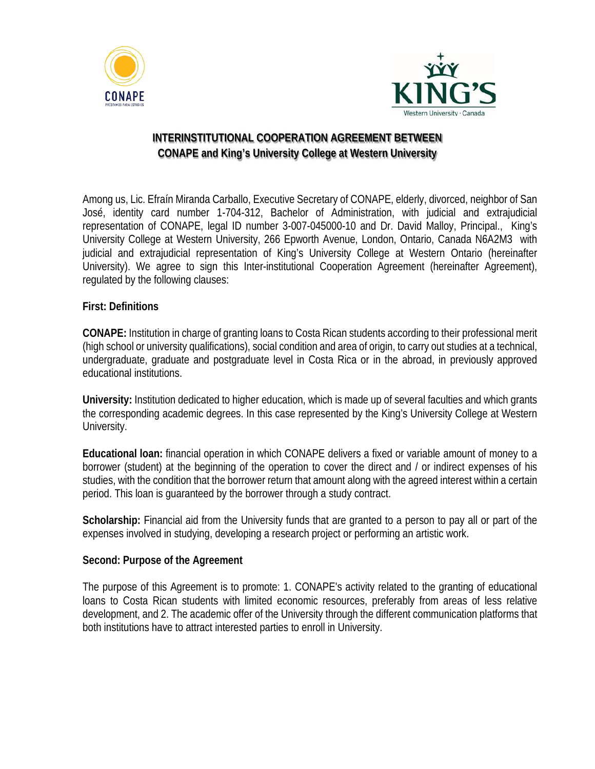# INTERINSTITUTIONAL COOPERATION AGREEMENT BETWEEN CONAPE and King's University College at Western University

Among us, Lic. Efraín Miranda Carballo, Executive Secretary of CONAPE, elderly, divorced, neighbor of San José, identity card number 1-704-312, Bachelor of Administration, with judicial and extrajudicial representation of CONAPE, legal ID number 3-007-045000-10 and Dr. David Malloy, Principal., King's University College at Western University, 266 Epworth Avenue, London, Ontario, Canada N6A2M3 with judicial and extrajudicial representation of King's University College at Western Ontario (hereinafter University). We agree to sign this Inter-institutional Cooperation Agreement (hereinafter Agreement), regulated by the following clauses:

## First: Definitions

**CONAPE:** Institution in charge of granting loans to Costa Rican students according to their professional merit (high school or university qualifications), social condition and area of origin, to carry out studies at a technical, undergraduate, graduate and postgraduate level in Costa Rica or in the abroad, in previously approved educational institutions.

**University:** Institution dedicated to higher education, which is made up of several faculties and which grants the corresponding academic degrees. In this case represented by the King's University College at Western University.

**Educational loan:** financial operation in which CONAPE delivers a fixed or variable amount of money to a borrower (student) at the beginning of the operation to cover the direct and / or indirect expenses of his studies, with the condition that the borrower return that amount along with the agreed interest within a certain period. This loan is guaranteed by the borrower through a study contract.

**Scholarship:** Financial aid from the University funds that are granted to a person to pay all or part of the expenses involved in studying, developing a research project or performing an artistic work.

## Second: Purpose of the Agreement

The purpose of this Agreement is to promote: 1. CONAPE's activity related to the granting of educational loans to Costa Rican students with limited economic resources, preferably from areas of less relative development, and 2. The academic offer of the University through the different communication platforms that both institutions have to attract interested parties to enroll in University.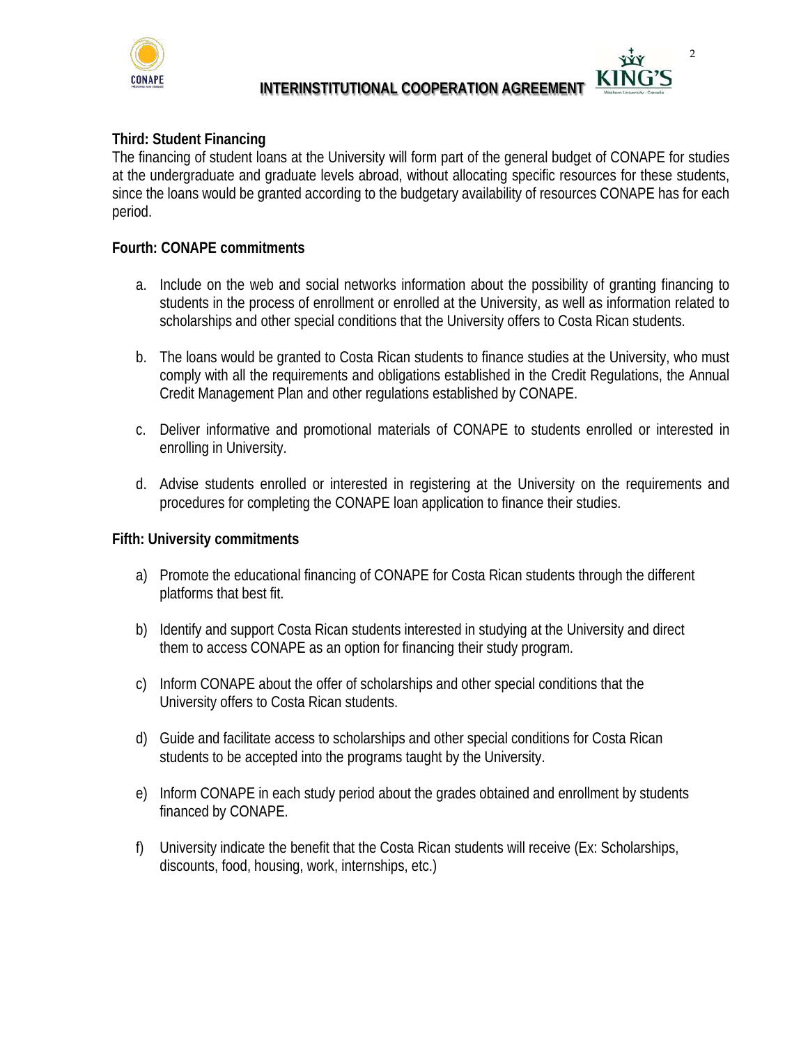**Third: Student Financing**

The financing of student loans at the University will form part of the general budget of CONAPE for studies at the undergraduate and graduate levels abroad, without allocating specific resources for these students, since the loans would be granted according to the budgetary availability of resources CONAPE has for each period.

**Fourth: CONAPE commitments**

a. Include on the web and social networks information about the possibility of granting financing to students in the process of enrollment or enrolled at the University, as well as information related to scholarships and other special conditions that the University offers to Costa Rican students.

b. The loans would be granted to Costa Rican students to finance studies at the University, who must comply with all the requirements and obligations established in the Credit Regulations, the Annual Credit Management Plan and other regulations established by CONAPE.

c. Deliver informative and promotional materials of CONAPE to students enrolled or interested in enrolling in University.

d. Advise students enrolled or interested in registering at the University on the requirements and procedures for completing the CONAPE loan application to finance their studies.

**Fifth: University commitments**

a) Promote the educational financing of CONAPE for Costa Rican students through the different platforms that best fit.

b) Identify and support Costa Rican students interested in studying at the University and direct them to access CONAPE as an option for financing their study program.

c) Inform CONAPE about the offer of scholarships and other special conditions that the University offers to Costa Rican students.

d) Guide and facilitate access to scholarships and other special conditions for Costa Rican students to be accepted into the programs taught by the University.

e) Inform CONAPE in each study period about the grades obtained and enrollment by students financed by CONAPE.

f) University indicate the benefit that the Costa Rican students will receive (Ex: Scholarships, discounts, food, housing, work, internships, etc.)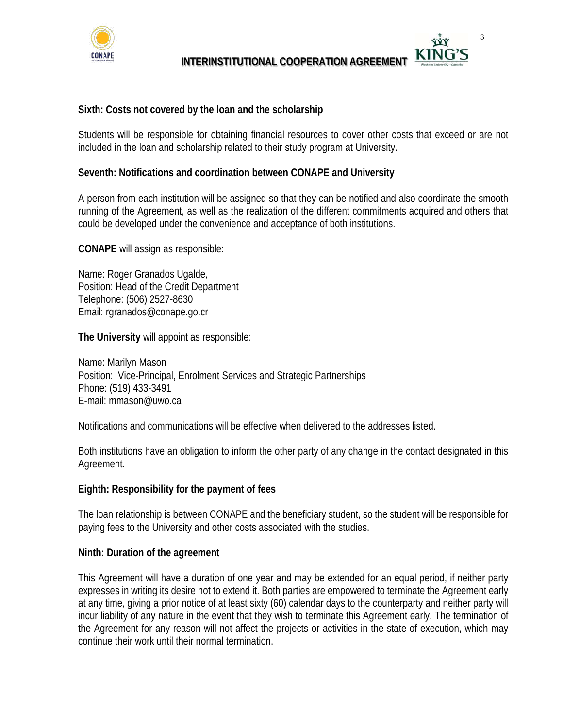**Sixth: Costs not covered by the loan and the scholarship**

Students will be responsible for obtaining financial resources to cover other costs that exceed or are not included in the loan and scholarship related to their study program at University.

**Seventh: Notifications and coordination between CONAPE and University**

A person from each institution will be assigned so that they can be notified and also coordinate the smooth running of the Agreement, as well as the realization of the different commitments acquired and others that could be developed under the convenience and acceptance of both institutions.

**CONAPE** will assign as responsible:

Name: Roger Granados Ugalde,
Position: Head of the Credit Department
Telephone: (506) 2527-8630
Email: rgranados@conape.go.cr

**The University** will appoint as responsible:

Name: Marilyn Mason
Position: Vice-Principal, Enrolment Services and Strategic Partnerships
Phone: (519) 433-3491
E-mail: mmason@uwo.ca

Notifications and communications will be effective when delivered to the addresses listed.

Both institutions have an obligation to inform the other party of any change in the contact designated in this Agreement.

**Eighth: Responsibility for the payment of fees**

The loan relationship is between CONAPE and the beneficiary student, so the student will be responsible for paying fees to the University and other costs associated with the studies.

**Ninth: Duration of the agreement**

This Agreement will have a duration of one year and may be extended for an equal period, if neither party expresses in writing its desire not to extend it. Both parties are empowered to terminate the Agreement early at any time, giving a prior notice of at least sixty (60) calendar days to the counterparty and neither party will incur liability of any nature in the event that they wish to terminate this Agreement early. The termination of the Agreement for any reason will not affect the projects or activities in the state of execution, which may continue their work until their normal termination.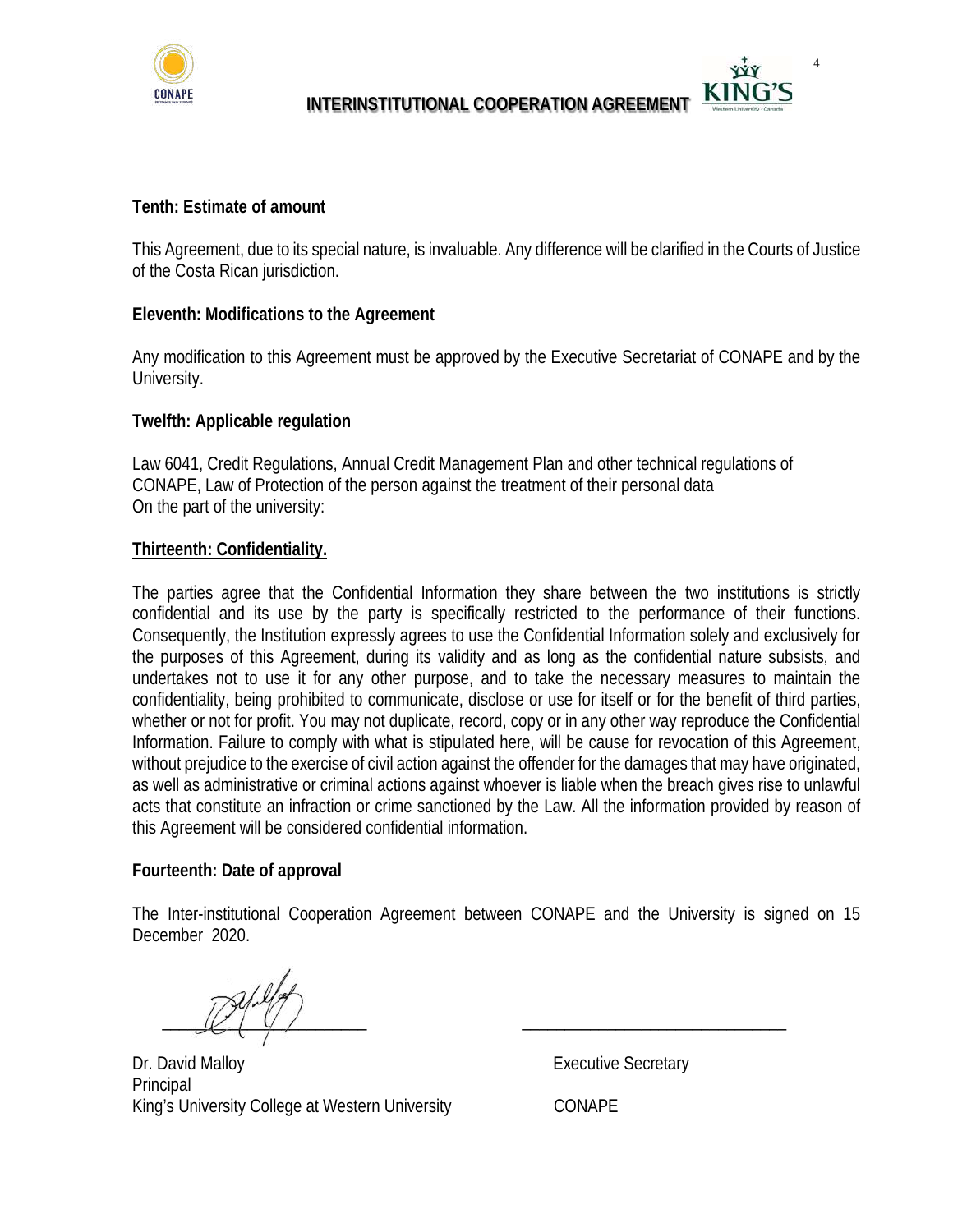**Tenth: Estimate of amount**

This Agreement, due to its special nature, is invaluable. Any difference will be clarified in the Courts of Justice of the Costa Rican jurisdiction.

**Eleventh: Modifications to the Agreement**

Any modification to this Agreement must be approved by the Executive Secretariat of CONAPE and by the University.

**Twelfth: Applicable regulation**

Law 6041, Credit Regulations, Annual Credit Management Plan and other technical regulations of CONAPE, Law of Protection of the person against the treatment of their personal data
On the part of the university:

**Thirteenth: Confidentiality.**

The parties agree that the Confidential Information they share between the two institutions is strictly confidential and its use by the party is specifically restricted to the performance of their functions. Consequently, the Institution expressly agrees to use the Confidential Information solely and exclusively for the purposes of this Agreement, during its validity and as long as the confidential nature subsists, and undertakes not to use it for any other purpose, and to take the necessary measures to maintain the confidentiality, being prohibited to communicate, disclose or use for itself or for the benefit of third parties, whether or not for profit. You may not duplicate, record, copy or in any other way reproduce the Confidential Information. Failure to comply with what is stipulated here, will be cause for revocation of this Agreement, without prejudice to the exercise of civil action against the offender for the damages that may have originated, as well as administrative or criminal actions against whoever is liable when the breach gives rise to unlawful acts that constitute an infraction or crime sanctioned by the Law. All the information provided by reason of this Agreement will be considered confidential information.

**Fourteenth: Date of approval**

The Inter-institutional Cooperation Agreement between CONAPE and the University is signed on 15 December 2020.

| | |
|---|---|
| Dr. David Malloy | Executive Secretary |
| Principal | |
| King's University College at Western University | CONAPE |